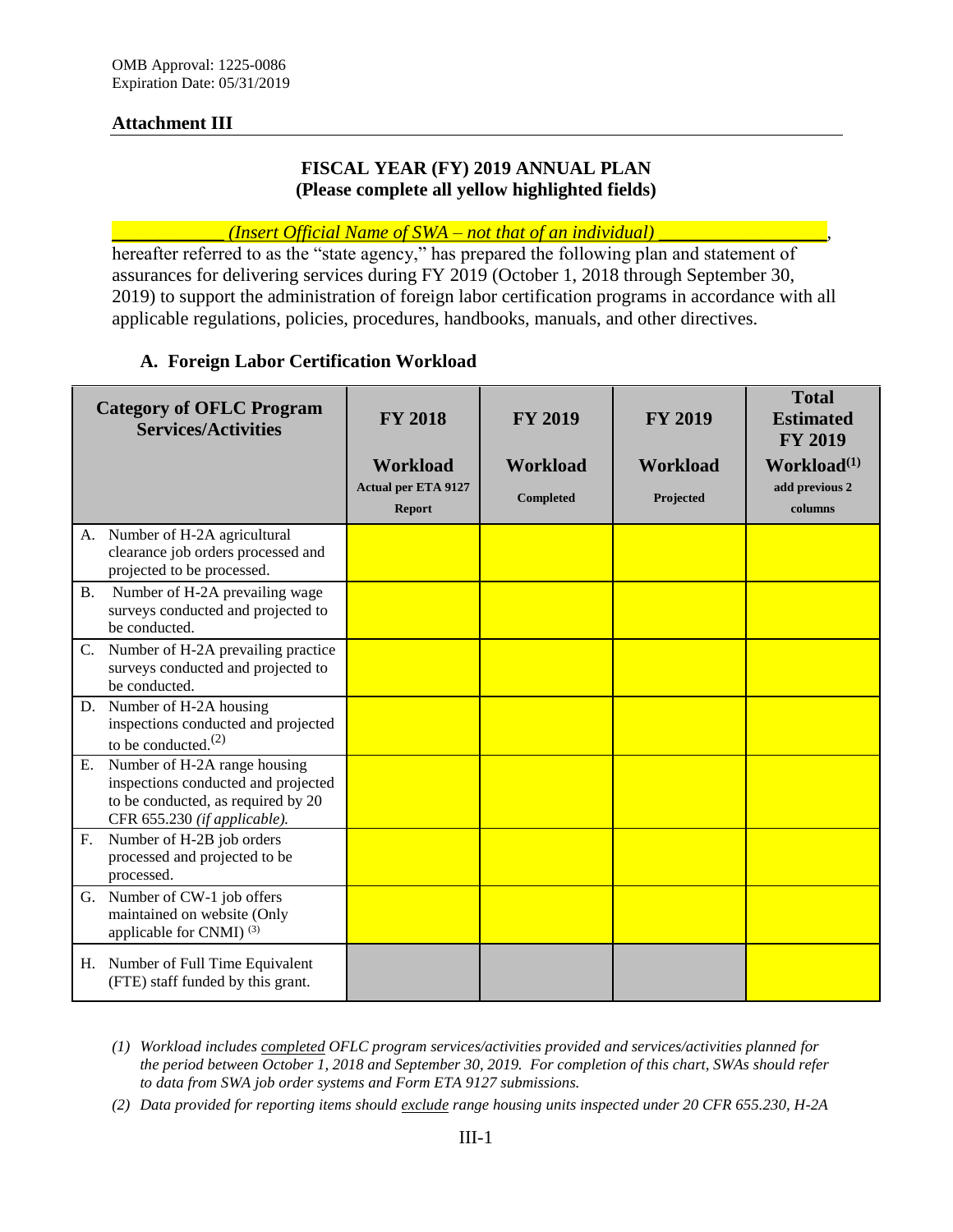OMB Approval: 1225-0086
Expiration Date: 05/31/2019

**Attachment III**

**FISCAL YEAR (FY) 2019 ANNUAL PLAN**
**(Please complete all yellow highlighted fields)**

___________ *(Insert Official Name of SWA – not that of an individual)* _________________, hereafter referred to as the "state agency," has prepared the following plan and statement of assurances for delivering services during FY 2019 (October 1, 2018 through September 30, 2019) to support the administration of foreign labor certification programs in accordance with all applicable regulations, policies, procedures, handbooks, manuals, and other directives.

## A. Foreign Labor Certification Workload

| Category of OFLC Program Services/Activities | FY 2018 Workload Actual per ETA 9127 Report | FY 2019 Workload Completed | FY 2019 Workload Projected | Total Estimated FY 2019 Workload(1) add previous 2 columns |
|---|---|---|---|---|
| A. Number of H-2A agricultural clearance job orders processed and projected to be processed. | | | | |
| B. Number of H-2A prevailing wage surveys conducted and projected to be conducted. | | | | |
| C. Number of H-2A prevailing practice surveys conducted and projected to be conducted. | | | | |
| D. Number of H-2A housing inspections conducted and projected to be conducted.(2) | | | | |
| E. Number of H-2A range housing inspections conducted and projected to be conducted, as required by 20 CFR 655.230 *(if applicable).* | | | | |
| F. Number of H-2B job orders processed and projected to be processed. | | | | |
| G. Number of CW-1 job offers maintained on website (Only applicable for CNMI) (3) | | | | |
| H. Number of Full Time Equivalent (FTE) staff funded by this grant. | | | | |

*(1) Workload includes completed OFLC program services/activities provided and services/activities planned for the period between October 1, 2018 and September 30, 2019. For completion of this chart, SWAs should refer to data from SWA job order systems and Form ETA 9127 submissions.*

*(2) Data provided for reporting items should exclude range housing units inspected under 20 CFR 655.230, H-2A*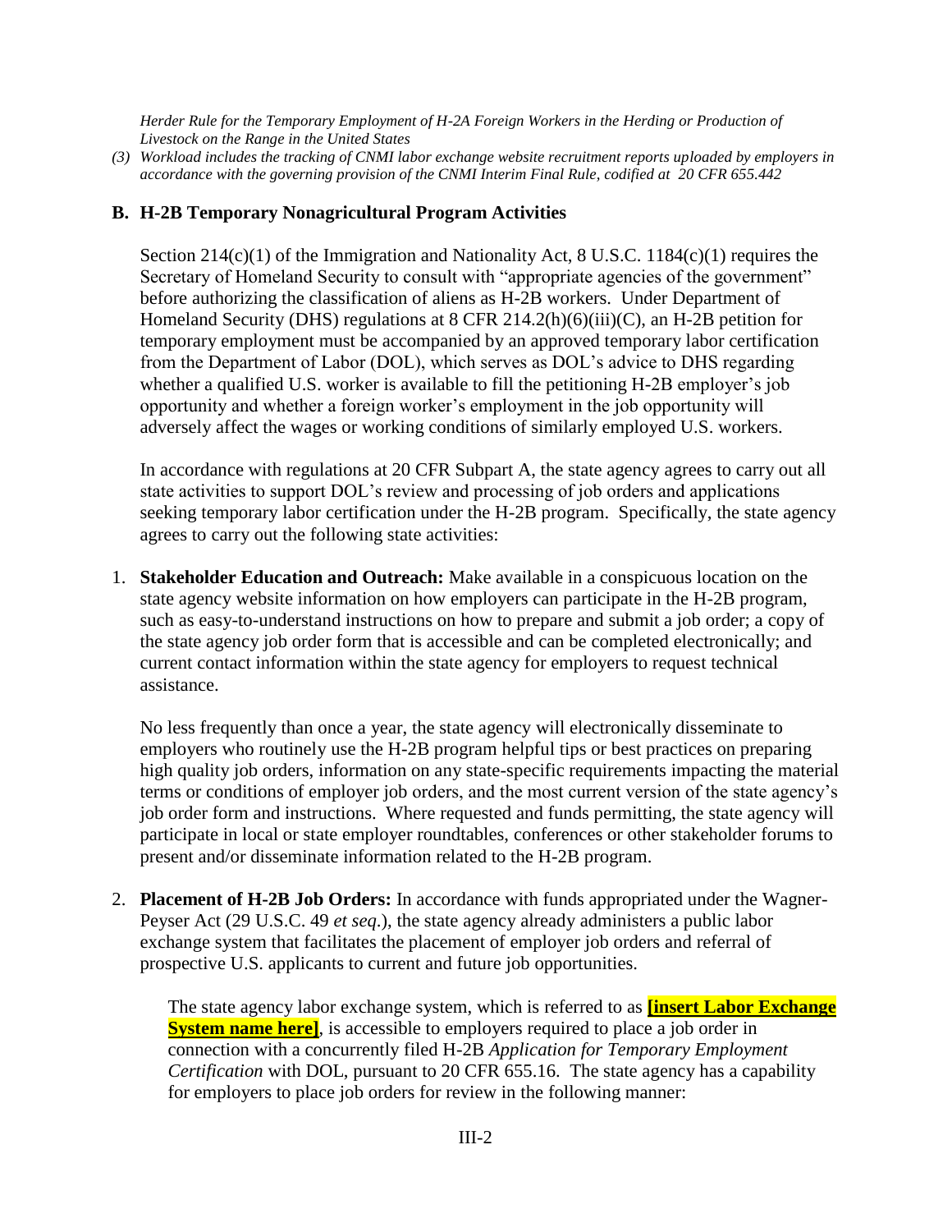*Herder Rule for the Temporary Employment of H-2A Foreign Workers in the Herding or Production of Livestock on the Range in the United States*

*(3) Workload includes the tracking of CNMI labor exchange website recruitment reports uploaded by employers in accordance with the governing provision of the CNMI Interim Final Rule, codified at 20 CFR 655.442*

### B. H-2B Temporary Nonagricultural Program Activities

Section 214(c)(1) of the Immigration and Nationality Act, 8 U.S.C. 1184(c)(1) requires the Secretary of Homeland Security to consult with "appropriate agencies of the government" before authorizing the classification of aliens as H-2B workers. Under Department of Homeland Security (DHS) regulations at 8 CFR 214.2(h)(6)(iii)(C), an H-2B petition for temporary employment must be accompanied by an approved temporary labor certification from the Department of Labor (DOL), which serves as DOL's advice to DHS regarding whether a qualified U.S. worker is available to fill the petitioning H-2B employer's job opportunity and whether a foreign worker's employment in the job opportunity will adversely affect the wages or working conditions of similarly employed U.S. workers.

In accordance with regulations at 20 CFR Subpart A, the state agency agrees to carry out all state activities to support DOL's review and processing of job orders and applications seeking temporary labor certification under the H-2B program. Specifically, the state agency agrees to carry out the following state activities:

1. **Stakeholder Education and Outreach:** Make available in a conspicuous location on the state agency website information on how employers can participate in the H-2B program, such as easy-to-understand instructions on how to prepare and submit a job order; a copy of the state agency job order form that is accessible and can be completed electronically; and current contact information within the state agency for employers to request technical assistance.

   No less frequently than once a year, the state agency will electronically disseminate to employers who routinely use the H-2B program helpful tips or best practices on preparing high quality job orders, information on any state-specific requirements impacting the material terms or conditions of employer job orders, and the most current version of the state agency's job order form and instructions. Where requested and funds permitting, the state agency will participate in local or state employer roundtables, conferences or other stakeholder forums to present and/or disseminate information related to the H-2B program.

2. **Placement of H-2B Job Orders:** In accordance with funds appropriated under the Wagner-Peyser Act (29 U.S.C. 49 *et seq.*), the state agency already administers a public labor exchange system that facilitates the placement of employer job orders and referral of prospective U.S. applicants to current and future job opportunities.

   The state agency labor exchange system, which is referred to as **[insert Labor Exchange System name here]**, is accessible to employers required to place a job order in connection with a concurrently filed H-2B *Application for Temporary Employment Certification* with DOL, pursuant to 20 CFR 655.16. The state agency has a capability for employers to place job orders for review in the following manner: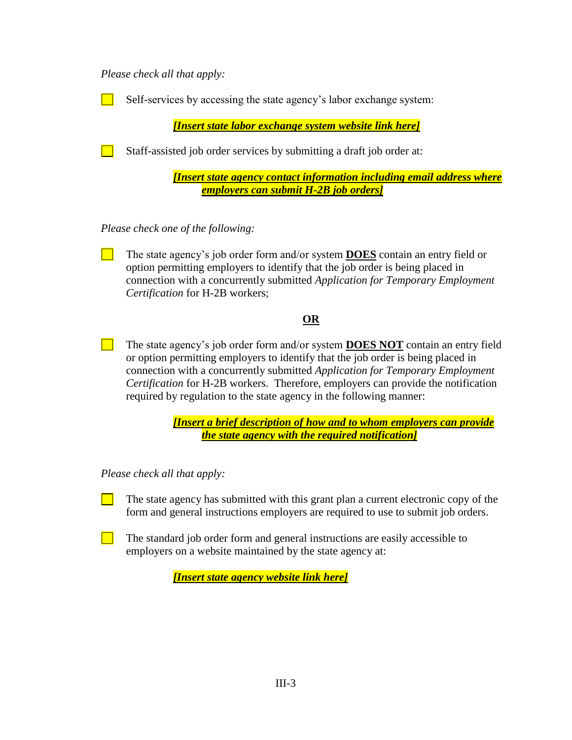*Please check all that apply:*

- [ ] Self-services by accessing the state agency's labor exchange system:

  ***[Insert state labor exchange system website link here]***

- [ ] Staff-assisted job order services by submitting a draft job order at:

  ***[Insert state agency contact information including email address where employers can submit H-2B job orders]***

*Please check one of the following:*

- [ ] The state agency's job order form and/or system **DOES** contain an entry field or option permitting employers to identify that the job order is being placed in connection with a concurrently submitted *Application for Temporary Employment Certification* for H-2B workers;

**OR**

- [ ] The state agency's job order form and/or system **DOES NOT** contain an entry field or option permitting employers to identify that the job order is being placed in connection with a concurrently submitted *Application for Temporary Employment Certification* for H-2B workers. Therefore, employers can provide the notification required by regulation to the state agency in the following manner:

  ***[Insert a brief description of how and to whom employers can provide the state agency with the required notification]***

*Please check all that apply:*

- [ ] The state agency has submitted with this grant plan a current electronic copy of the form and general instructions employers are required to use to submit job orders.

- [ ] The standard job order form and general instructions are easily accessible to employers on a website maintained by the state agency at:

  ***[Insert state agency website link here]***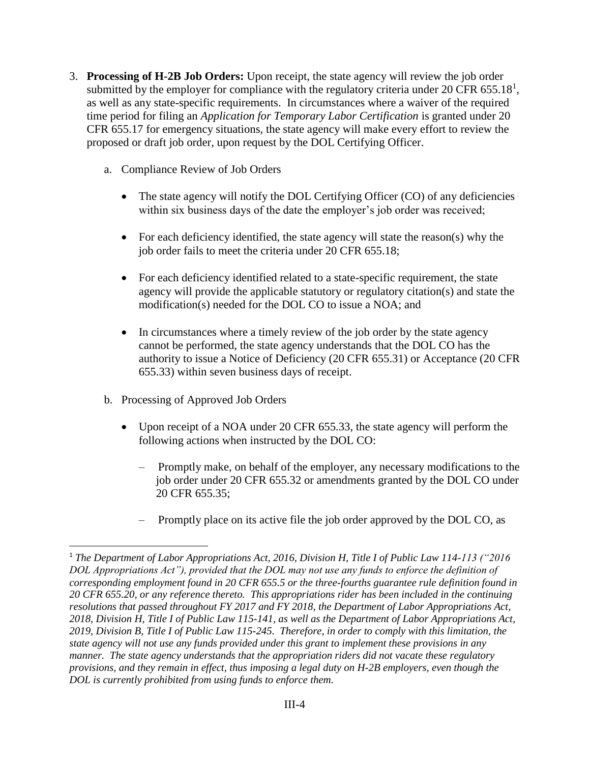3. **Processing of H-2B Job Orders:** Upon receipt, the state agency will review the job order submitted by the employer for compliance with the regulatory criteria under 20 CFR 655.18[1], as well as any state-specific requirements. In circumstances where a waiver of the required time period for filing an *Application for Temporary Labor Certification* is granted under 20 CFR 655.17 for emergency situations, the state agency will make every effort to review the proposed or draft job order, upon request by the DOL Certifying Officer.

   a. Compliance Review of Job Orders

      - The state agency will notify the DOL Certifying Officer (CO) of any deficiencies within six business days of the date the employer's job order was received;
      - For each deficiency identified, the state agency will state the reason(s) why the job order fails to meet the criteria under 20 CFR 655.18;
      - For each deficiency identified related to a state-specific requirement, the state agency will provide the applicable statutory or regulatory citation(s) and state the modification(s) needed for the DOL CO to issue a NOA; and
      - In circumstances where a timely review of the job order by the state agency cannot be performed, the state agency understands that the DOL CO has the authority to issue a Notice of Deficiency (20 CFR 655.31) or Acceptance (20 CFR 655.33) within seven business days of receipt.

   b. Processing of Approved Job Orders

      - Upon receipt of a NOA under 20 CFR 655.33, the state agency will perform the following actions when instructed by the DOL CO:
        - Promptly make, on behalf of the employer, any necessary modifications to the job order under 20 CFR 655.32 or amendments granted by the DOL CO under 20 CFR 655.35;
        - Promptly place on its active file the job order approved by the DOL CO, as

---

[1] *The Department of Labor Appropriations Act, 2016, Division H, Title I of Public Law 114-113 ("2016 DOL Appropriations Act"), provided that the DOL may not use any funds to enforce the definition of corresponding employment found in 20 CFR 655.5 or the three-fourths guarantee rule definition found in 20 CFR 655.20, or any reference thereto. This appropriations rider has been included in the continuing resolutions that passed throughout FY 2017 and FY 2018, the Department of Labor Appropriations Act, 2018, Division H, Title I of Public Law 115-141, as well as the Department of Labor Appropriations Act, 2019, Division B, Title I of Public Law 115-245. Therefore, in order to comply with this limitation, the state agency will not use any funds provided under this grant to implement these provisions in any manner. The state agency understands that the appropriation riders did not vacate these regulatory provisions, and they remain in effect, thus imposing a legal duty on H-2B employers, even though the DOL is currently prohibited from using funds to enforce them.*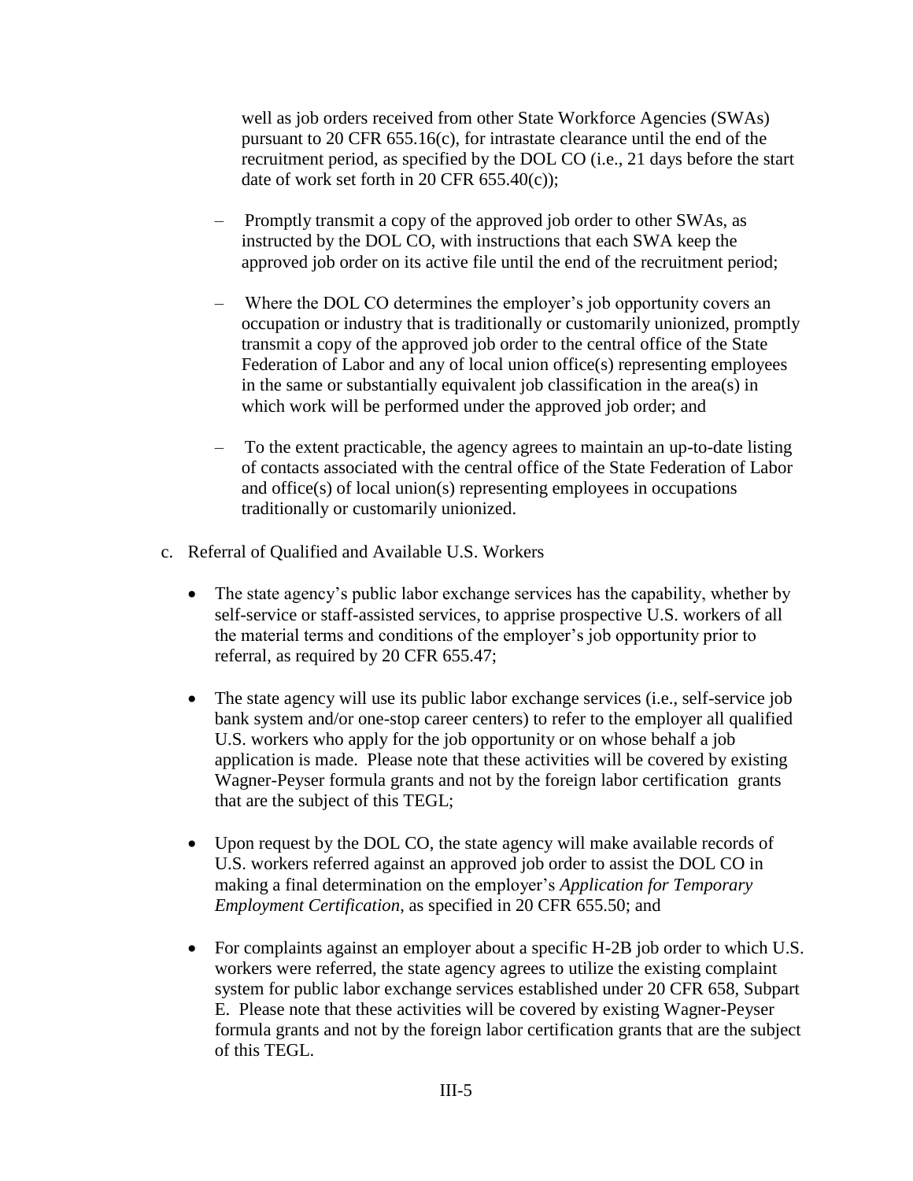well as job orders received from other State Workforce Agencies (SWAs) pursuant to 20 CFR 655.16(c), for intrastate clearance until the end of the recruitment period, as specified by the DOL CO (i.e., 21 days before the start date of work set forth in 20 CFR 655.40(c));

- Promptly transmit a copy of the approved job order to other SWAs, as instructed by the DOL CO, with instructions that each SWA keep the approved job order on its active file until the end of the recruitment period;

- Where the DOL CO determines the employer's job opportunity covers an occupation or industry that is traditionally or customarily unionized, promptly transmit a copy of the approved job order to the central office of the State Federation of Labor and any of local union office(s) representing employees in the same or substantially equivalent job classification in the area(s) in which work will be performed under the approved job order; and

- To the extent practicable, the agency agrees to maintain an up-to-date listing of contacts associated with the central office of the State Federation of Labor and office(s) of local union(s) representing employees in occupations traditionally or customarily unionized.

c. Referral of Qualified and Available U.S. Workers

- The state agency's public labor exchange services has the capability, whether by self-service or staff-assisted services, to apprise prospective U.S. workers of all the material terms and conditions of the employer's job opportunity prior to referral, as required by 20 CFR 655.47;

- The state agency will use its public labor exchange services (i.e., self-service job bank system and/or one-stop career centers) to refer to the employer all qualified U.S. workers who apply for the job opportunity or on whose behalf a job application is made. Please note that these activities will be covered by existing Wagner-Peyser formula grants and not by the foreign labor certification grants that are the subject of this TEGL;

- Upon request by the DOL CO, the state agency will make available records of U.S. workers referred against an approved job order to assist the DOL CO in making a final determination on the employer's *Application for Temporary Employment Certification*, as specified in 20 CFR 655.50; and

- For complaints against an employer about a specific H-2B job order to which U.S. workers were referred, the state agency agrees to utilize the existing complaint system for public labor exchange services established under 20 CFR 658, Subpart E. Please note that these activities will be covered by existing Wagner-Peyser formula grants and not by the foreign labor certification grants that are the subject of this TEGL.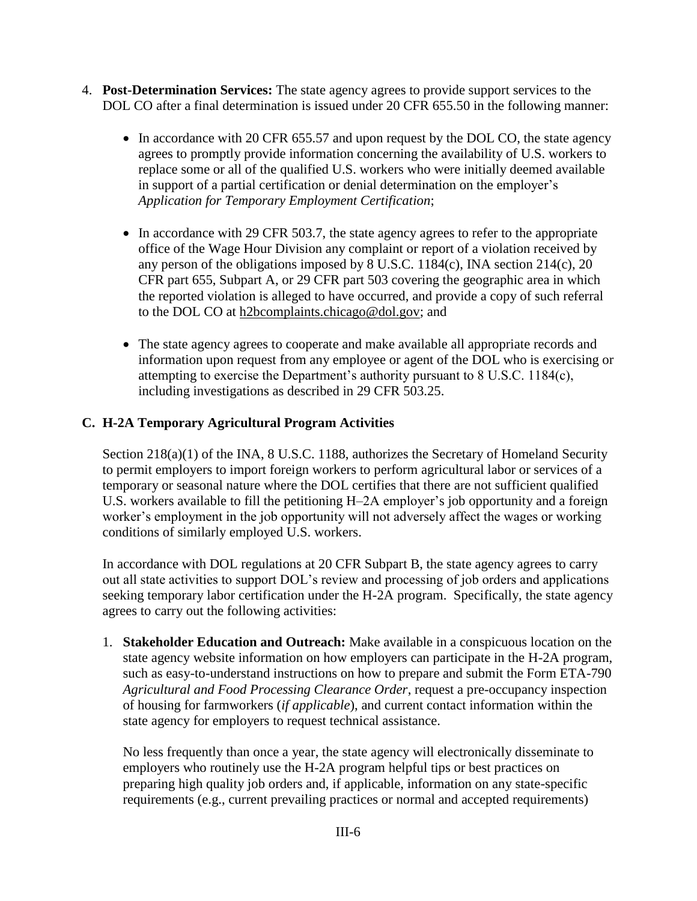4. **Post-Determination Services:** The state agency agrees to provide support services to the DOL CO after a final determination is issued under 20 CFR 655.50 in the following manner:

   - In accordance with 20 CFR 655.57 and upon request by the DOL CO, the state agency agrees to promptly provide information concerning the availability of U.S. workers to replace some or all of the qualified U.S. workers who were initially deemed available in support of a partial certification or denial determination on the employer's *Application for Temporary Employment Certification*;

   - In accordance with 29 CFR 503.7, the state agency agrees to refer to the appropriate office of the Wage Hour Division any complaint or report of a violation received by any person of the obligations imposed by 8 U.S.C. 1184(c), INA section 214(c), 20 CFR part 655, Subpart A, or 29 CFR part 503 covering the geographic area in which the reported violation is alleged to have occurred, and provide a copy of such referral to the DOL CO at h2bcomplaints.chicago@dol.gov; and

   - The state agency agrees to cooperate and make available all appropriate records and information upon request from any employee or agent of the DOL who is exercising or attempting to exercise the Department's authority pursuant to 8 U.S.C. 1184(c), including investigations as described in 29 CFR 503.25.

### C. H-2A Temporary Agricultural Program Activities

Section 218(a)(1) of the INA, 8 U.S.C. 1188, authorizes the Secretary of Homeland Security to permit employers to import foreign workers to perform agricultural labor or services of a temporary or seasonal nature where the DOL certifies that there are not sufficient qualified U.S. workers available to fill the petitioning H–2A employer's job opportunity and a foreign worker's employment in the job opportunity will not adversely affect the wages or working conditions of similarly employed U.S. workers.

In accordance with DOL regulations at 20 CFR Subpart B, the state agency agrees to carry out all state activities to support DOL's review and processing of job orders and applications seeking temporary labor certification under the H-2A program. Specifically, the state agency agrees to carry out the following activities:

1. **Stakeholder Education and Outreach:** Make available in a conspicuous location on the state agency website information on how employers can participate in the H-2A program, such as easy-to-understand instructions on how to prepare and submit the Form ETA-790 *Agricultural and Food Processing Clearance Order*, request a pre-occupancy inspection of housing for farmworkers (*if applicable*), and current contact information within the state agency for employers to request technical assistance.

   No less frequently than once a year, the state agency will electronically disseminate to employers who routinely use the H-2A program helpful tips or best practices on preparing high quality job orders and, if applicable, information on any state-specific requirements (e.g., current prevailing practices or normal and accepted requirements)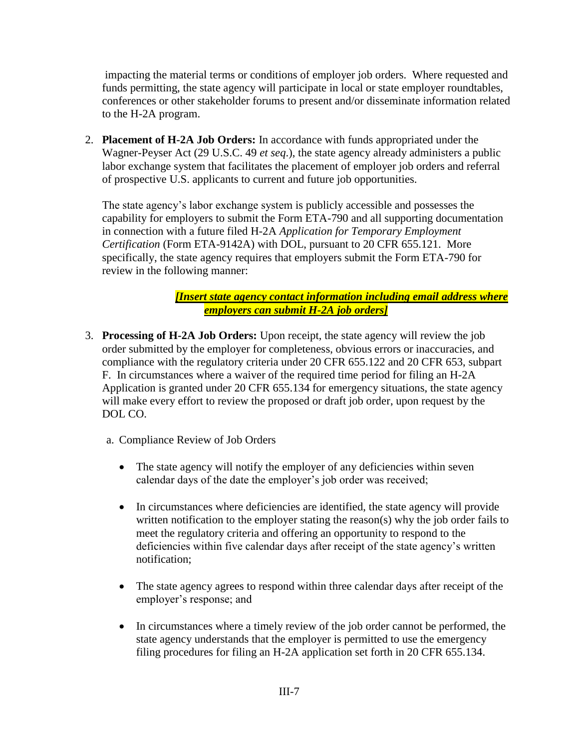impacting the material terms or conditions of employer job orders. Where requested and funds permitting, the state agency will participate in local or state employer roundtables, conferences or other stakeholder forums to present and/or disseminate information related to the H-2A program.

2. **Placement of H-2A Job Orders:** In accordance with funds appropriated under the Wagner-Peyser Act (29 U.S.C. 49 *et seq*.), the state agency already administers a public labor exchange system that facilitates the placement of employer job orders and referral of prospective U.S. applicants to current and future job opportunities.

   The state agency's labor exchange system is publicly accessible and possesses the capability for employers to submit the Form ETA-790 and all supporting documentation in connection with a future filed H-2A *Application for Temporary Employment Certification* (Form ETA-9142A) with DOL, pursuant to 20 CFR 655.121. More specifically, the state agency requires that employers submit the Form ETA-790 for review in the following manner:

   ***[Insert state agency contact information including email address where employers can submit H-2A job orders]***

3. **Processing of H-2A Job Orders:** Upon receipt, the state agency will review the job order submitted by the employer for completeness, obvious errors or inaccuracies, and compliance with the regulatory criteria under 20 CFR 655.122 and 20 CFR 653, subpart F. In circumstances where a waiver of the required time period for filing an H-2A Application is granted under 20 CFR 655.134 for emergency situations, the state agency will make every effort to review the proposed or draft job order, upon request by the DOL CO.

   a. Compliance Review of Job Orders

      - The state agency will notify the employer of any deficiencies within seven calendar days of the date the employer's job order was received;
      - In circumstances where deficiencies are identified, the state agency will provide written notification to the employer stating the reason(s) why the job order fails to meet the regulatory criteria and offering an opportunity to respond to the deficiencies within five calendar days after receipt of the state agency's written notification;
      - The state agency agrees to respond within three calendar days after receipt of the employer's response; and
      - In circumstances where a timely review of the job order cannot be performed, the state agency understands that the employer is permitted to use the emergency filing procedures for filing an H-2A application set forth in 20 CFR 655.134.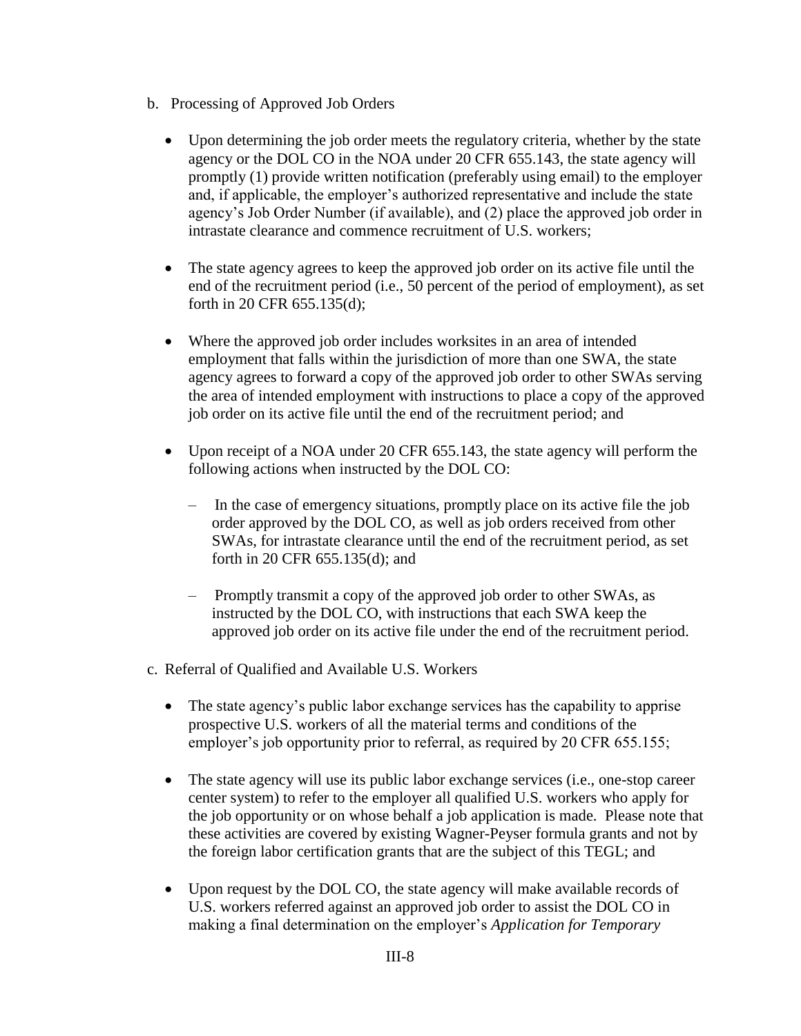b. Processing of Approved Job Orders

- Upon determining the job order meets the regulatory criteria, whether by the state agency or the DOL CO in the NOA under 20 CFR 655.143, the state agency will promptly (1) provide written notification (preferably using email) to the employer and, if applicable, the employer's authorized representative and include the state agency's Job Order Number (if available), and (2) place the approved job order in intrastate clearance and commence recruitment of U.S. workers;

- The state agency agrees to keep the approved job order on its active file until the end of the recruitment period (i.e., 50 percent of the period of employment), as set forth in 20 CFR 655.135(d);

- Where the approved job order includes worksites in an area of intended employment that falls within the jurisdiction of more than one SWA, the state agency agrees to forward a copy of the approved job order to other SWAs serving the area of intended employment with instructions to place a copy of the approved job order on its active file until the end of the recruitment period; and

- Upon receipt of a NOA under 20 CFR 655.143, the state agency will perform the following actions when instructed by the DOL CO:

  - In the case of emergency situations, promptly place on its active file the job order approved by the DOL CO, as well as job orders received from other SWAs, for intrastate clearance until the end of the recruitment period, as set forth in 20 CFR 655.135(d); and

  - Promptly transmit a copy of the approved job order to other SWAs, as instructed by the DOL CO, with instructions that each SWA keep the approved job order on its active file under the end of the recruitment period.

c. Referral of Qualified and Available U.S. Workers

- The state agency's public labor exchange services has the capability to apprise prospective U.S. workers of all the material terms and conditions of the employer's job opportunity prior to referral, as required by 20 CFR 655.155;

- The state agency will use its public labor exchange services (i.e., one-stop career center system) to refer to the employer all qualified U.S. workers who apply for the job opportunity or on whose behalf a job application is made. Please note that these activities are covered by existing Wagner-Peyser formula grants and not by the foreign labor certification grants that are the subject of this TEGL; and

- Upon request by the DOL CO, the state agency will make available records of U.S. workers referred against an approved job order to assist the DOL CO in making a final determination on the employer's *Application for Temporary*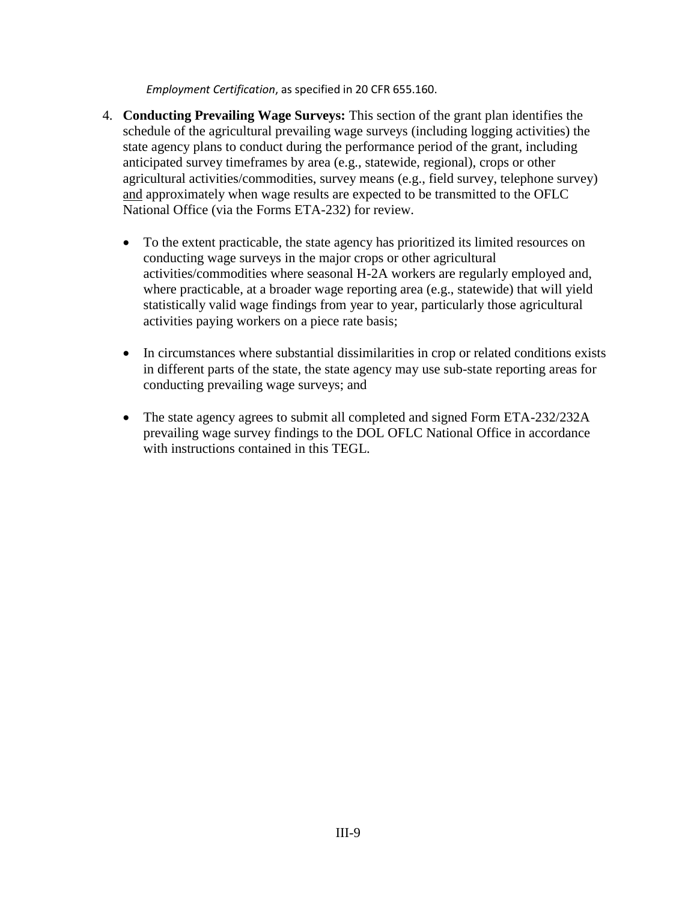*Employment Certification*, as specified in 20 CFR 655.160.

4. **Conducting Prevailing Wage Surveys:** This section of the grant plan identifies the schedule of the agricultural prevailing wage surveys (including logging activities) the state agency plans to conduct during the performance period of the grant, including anticipated survey timeframes by area (e.g., statewide, regional), crops or other agricultural activities/commodities, survey means (e.g., field survey, telephone survey) <u>and</u> approximately when wage results are expected to be transmitted to the OFLC National Office (via the Forms ETA-232) for review.

   - To the extent practicable, the state agency has prioritized its limited resources on conducting wage surveys in the major crops or other agricultural activities/commodities where seasonal H-2A workers are regularly employed and, where practicable, at a broader wage reporting area (e.g., statewide) that will yield statistically valid wage findings from year to year, particularly those agricultural activities paying workers on a piece rate basis;

   - In circumstances where substantial dissimilarities in crop or related conditions exists in different parts of the state, the state agency may use sub-state reporting areas for conducting prevailing wage surveys; and

   - The state agency agrees to submit all completed and signed Form ETA-232/232A prevailing wage survey findings to the DOL OFLC National Office in accordance with instructions contained in this TEGL.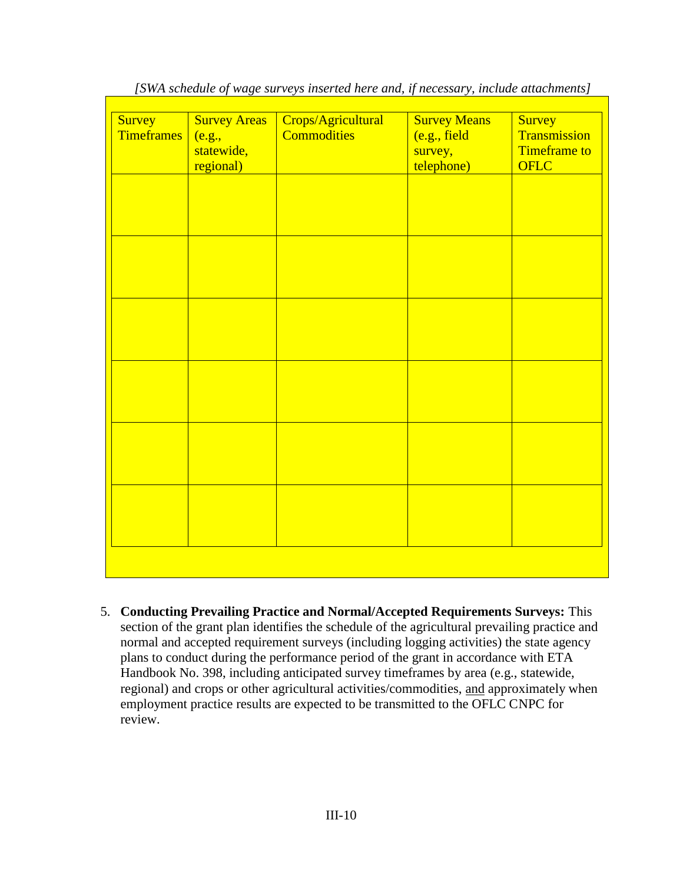*[SWA schedule of wage surveys inserted here and, if necessary, include attachments]*

| Survey Timeframes | Survey Areas (e.g., statewide, regional) | Crops/Agricultural Commodities | Survey Means (e.g., field survey, telephone) | Survey Transmission Timeframe to OFLC |
|---|---|---|---|---|
| | | | | |
| | | | | |
| | | | | |
| | | | | |
| | | | | |
| | | | | |

5. **Conducting Prevailing Practice and Normal/Accepted Requirements Surveys:** This section of the grant plan identifies the schedule of the agricultural prevailing practice and normal and accepted requirement surveys (including logging activities) the state agency plans to conduct during the performance period of the grant in accordance with ETA Handbook No. 398, including anticipated survey timeframes by area (e.g., statewide, regional) and crops or other agricultural activities/commodities, <u>and</u> approximately when employment practice results are expected to be transmitted to the OFLC CNPC for review.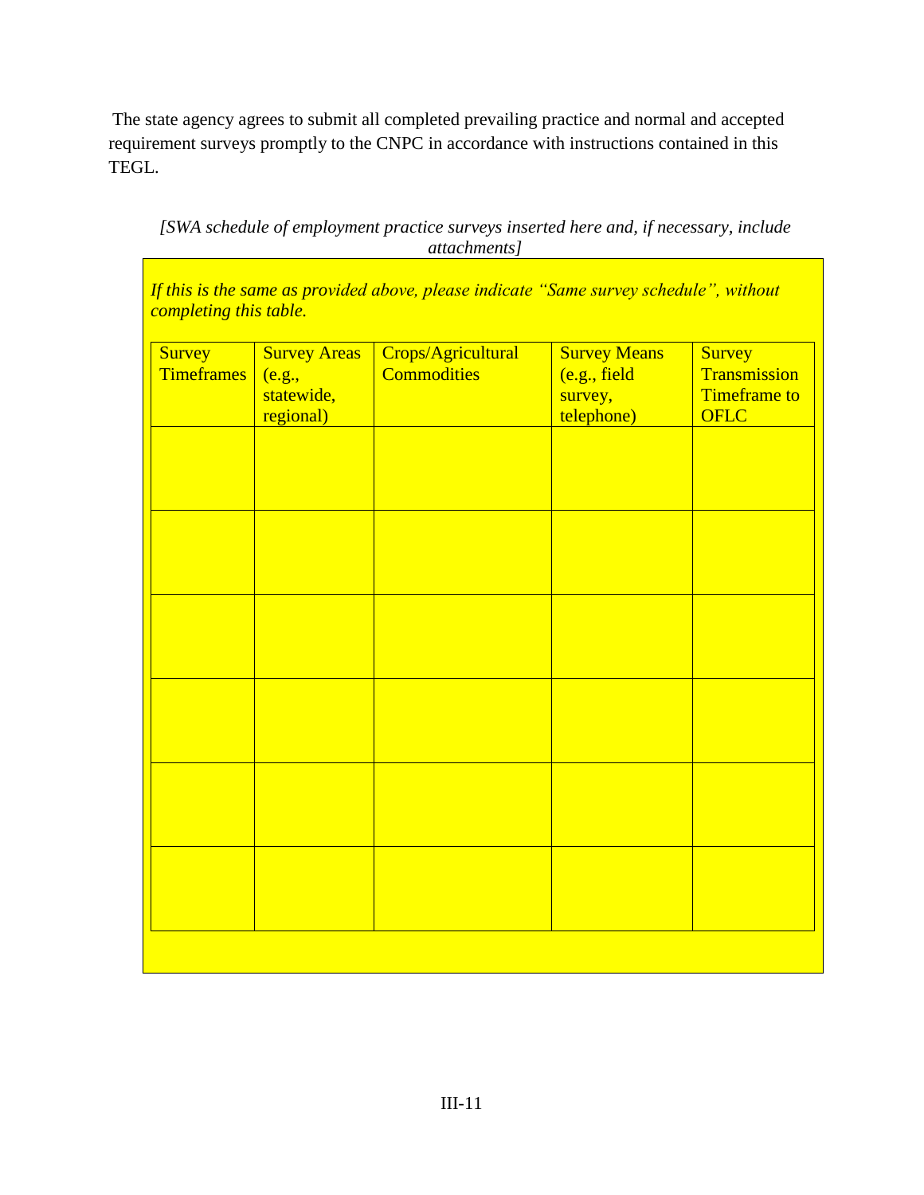The state agency agrees to submit all completed prevailing practice and normal and accepted requirement surveys promptly to the CNPC in accordance with instructions contained in this TEGL.

*[SWA schedule of employment practice surveys inserted here and, if necessary, include attachments]*

*If this is the same as provided above, please indicate "Same survey schedule", without completing this table.*

| Survey Timeframes | Survey Areas (e.g., statewide, regional) | Crops/Agricultural Commodities | Survey Means (e.g., field survey, telephone) | Survey Transmission Timeframe to OFLC |
|---|---|---|---|---|
| | | | | |
| | | | | |
| | | | | |
| | | | | |
| | | | | |
| | | | | |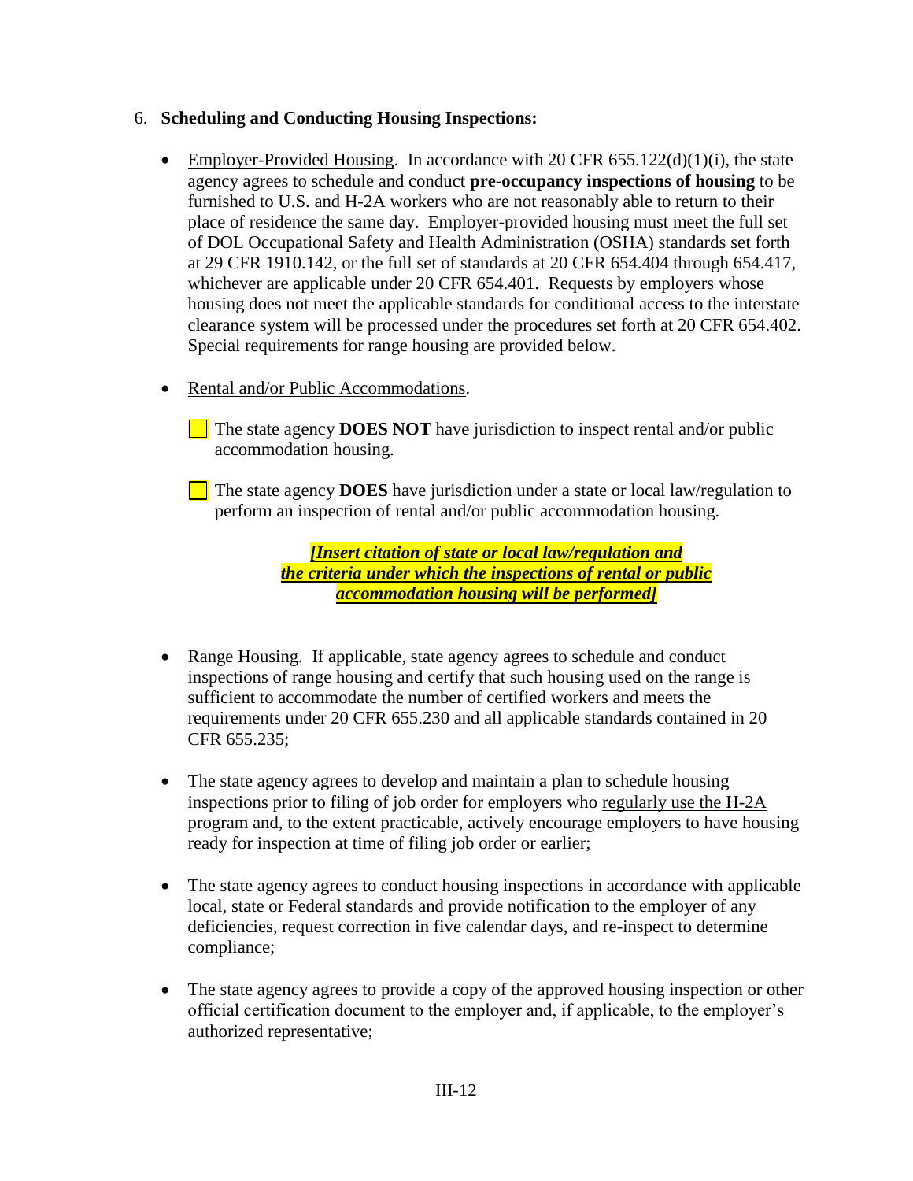6. **Scheduling and Conducting Housing Inspections:**

- Employer-Provided Housing. In accordance with 20 CFR 655.122(d)(1)(i), the state agency agrees to schedule and conduct **pre-occupancy inspections of housing** to be furnished to U.S. and H-2A workers who are not reasonably able to return to their place of residence the same day. Employer-provided housing must meet the full set of DOL Occupational Safety and Health Administration (OSHA) standards set forth at 29 CFR 1910.142, or the full set of standards at 20 CFR 654.404 through 654.417, whichever are applicable under 20 CFR 654.401. Requests by employers whose housing does not meet the applicable standards for conditional access to the interstate clearance system will be processed under the procedures set forth at 20 CFR 654.402. Special requirements for range housing are provided below.

- Rental and/or Public Accommodations.

  ☐ The state agency **DOES NOT** have jurisdiction to inspect rental and/or public accommodation housing.

  ☐ The state agency **DOES** have jurisdiction under a state or local law/regulation to perform an inspection of rental and/or public accommodation housing.

  ***[Insert citation of state or local law/regulation and the criteria under which the inspections of rental or public accommodation housing will be performed]***

- Range Housing. If applicable, state agency agrees to schedule and conduct inspections of range housing and certify that such housing used on the range is sufficient to accommodate the number of certified workers and meets the requirements under 20 CFR 655.230 and all applicable standards contained in 20 CFR 655.235;

- The state agency agrees to develop and maintain a plan to schedule housing inspections prior to filing of job order for employers who regularly use the H-2A program and, to the extent practicable, actively encourage employers to have housing ready for inspection at time of filing job order or earlier;

- The state agency agrees to conduct housing inspections in accordance with applicable local, state or Federal standards and provide notification to the employer of any deficiencies, request correction in five calendar days, and re-inspect to determine compliance;

- The state agency agrees to provide a copy of the approved housing inspection or other official certification document to the employer and, if applicable, to the employer's authorized representative;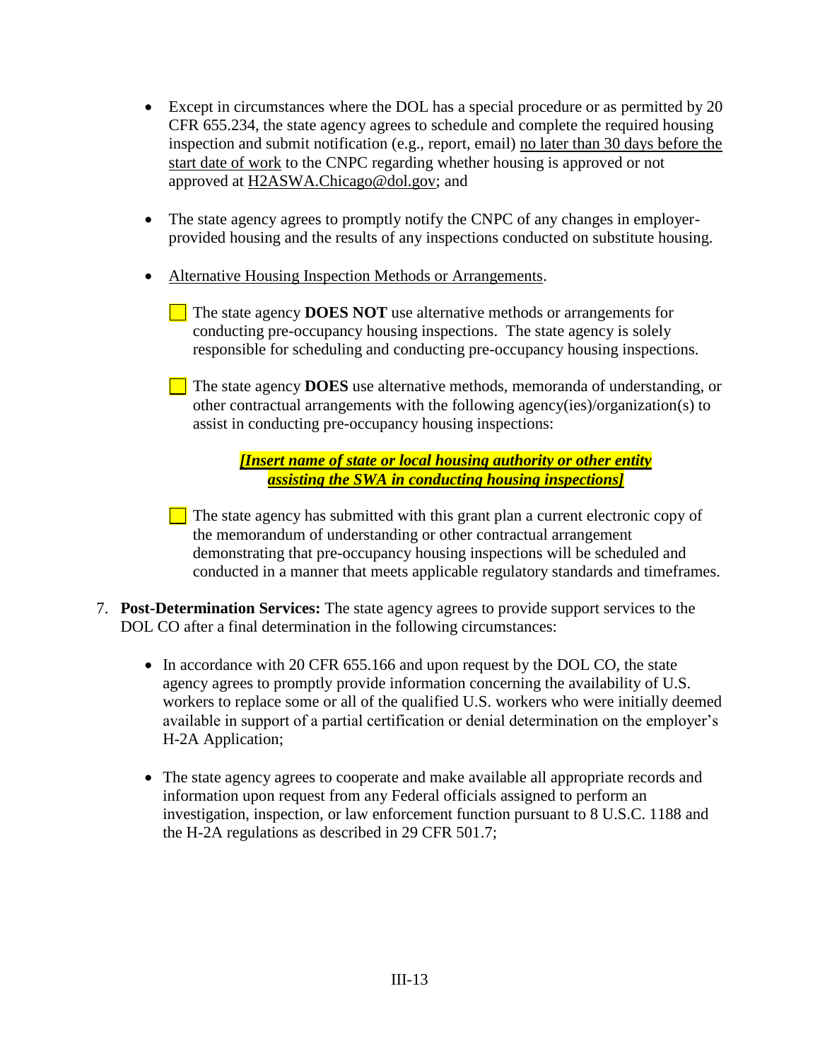- Except in circumstances where the DOL has a special procedure or as permitted by 20 CFR 655.234, the state agency agrees to schedule and complete the required housing inspection and submit notification (e.g., report, email) no later than 30 days before the start date of work to the CNPC regarding whether housing is approved or not approved at H2ASWA.Chicago@dol.gov; and

- The state agency agrees to promptly notify the CNPC of any changes in employer-provided housing and the results of any inspections conducted on substitute housing.

- Alternative Housing Inspection Methods or Arrangements.

  ☐ The state agency **DOES NOT** use alternative methods or arrangements for conducting pre-occupancy housing inspections. The state agency is solely responsible for scheduling and conducting pre-occupancy housing inspections.

  ☐ The state agency **DOES** use alternative methods, memoranda of understanding, or other contractual arrangements with the following agency(ies)/organization(s) to assist in conducting pre-occupancy housing inspections:

  ***[Insert name of state or local housing authority or other entity assisting the SWA in conducting housing inspections]***

  ☐ The state agency has submitted with this grant plan a current electronic copy of the memorandum of understanding or other contractual arrangement demonstrating that pre-occupancy housing inspections will be scheduled and conducted in a manner that meets applicable regulatory standards and timeframes.

7. **Post-Determination Services:** The state agency agrees to provide support services to the DOL CO after a final determination in the following circumstances:

   - In accordance with 20 CFR 655.166 and upon request by the DOL CO, the state agency agrees to promptly provide information concerning the availability of U.S. workers to replace some or all of the qualified U.S. workers who were initially deemed available in support of a partial certification or denial determination on the employer's H-2A Application;

   - The state agency agrees to cooperate and make available all appropriate records and information upon request from any Federal officials assigned to perform an investigation, inspection, or law enforcement function pursuant to 8 U.S.C. 1188 and the H-2A regulations as described in 29 CFR 501.7;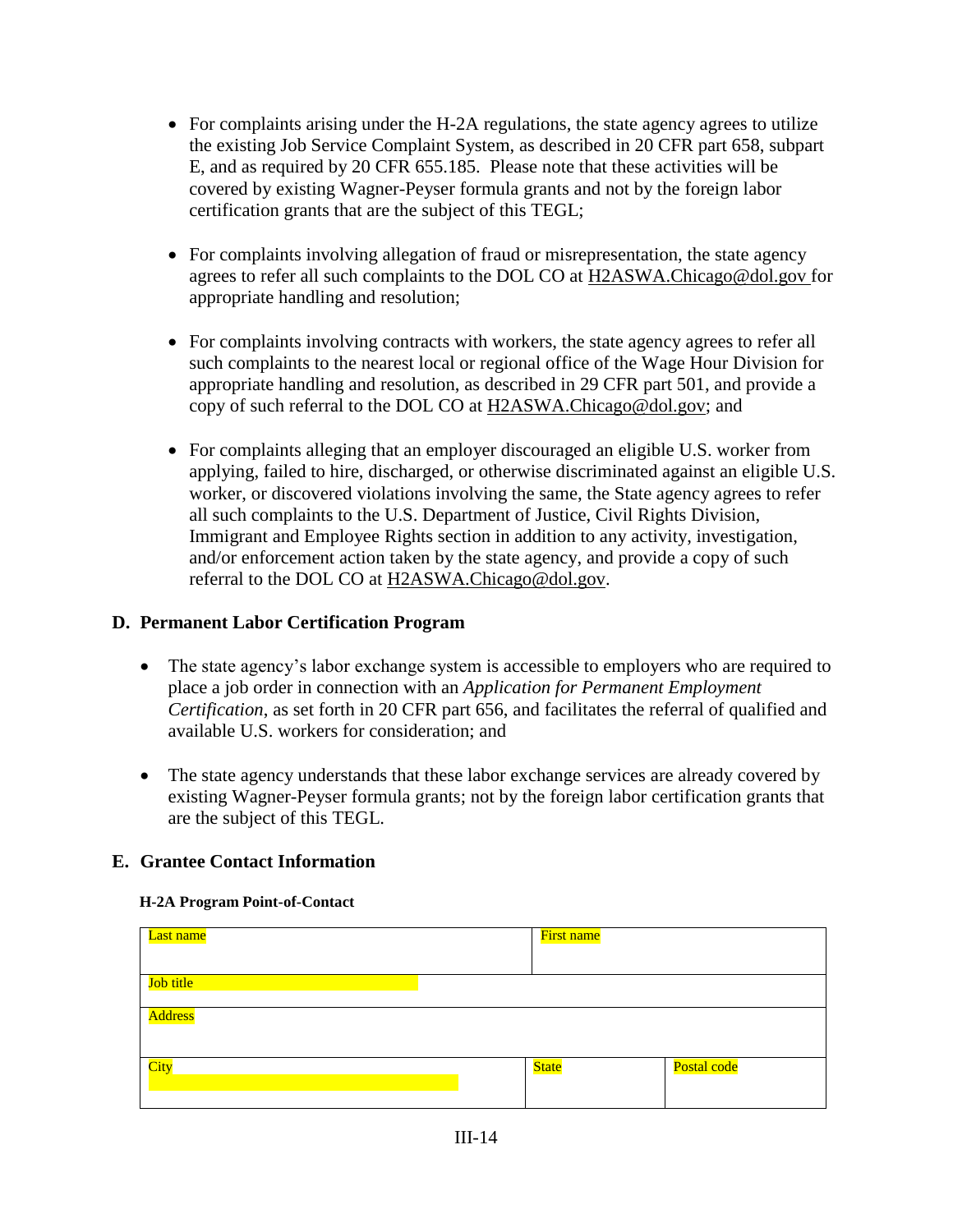- For complaints arising under the H-2A regulations, the state agency agrees to utilize the existing Job Service Complaint System, as described in 20 CFR part 658, subpart E, and as required by 20 CFR 655.185. Please note that these activities will be covered by existing Wagner-Peyser formula grants and not by the foreign labor certification grants that are the subject of this TEGL;

- For complaints involving allegation of fraud or misrepresentation, the state agency agrees to refer all such complaints to the DOL CO at H2ASWA.Chicago@dol.gov for appropriate handling and resolution;

- For complaints involving contracts with workers, the state agency agrees to refer all such complaints to the nearest local or regional office of the Wage Hour Division for appropriate handling and resolution, as described in 29 CFR part 501, and provide a copy of such referral to the DOL CO at H2ASWA.Chicago@dol.gov; and

- For complaints alleging that an employer discouraged an eligible U.S. worker from applying, failed to hire, discharged, or otherwise discriminated against an eligible U.S. worker, or discovered violations involving the same, the State agency agrees to refer all such complaints to the U.S. Department of Justice, Civil Rights Division, Immigrant and Employee Rights section in addition to any activity, investigation, and/or enforcement action taken by the state agency, and provide a copy of such referral to the DOL CO at H2ASWA.Chicago@dol.gov.

## D. Permanent Labor Certification Program

- The state agency's labor exchange system is accessible to employers who are required to place a job order in connection with an *Application for Permanent Employment Certification*, as set forth in 20 CFR part 656, and facilitates the referral of qualified and available U.S. workers for consideration; and

- The state agency understands that these labor exchange services are already covered by existing Wagner-Peyser formula grants; not by the foreign labor certification grants that are the subject of this TEGL.

## E. Grantee Contact Information

**H-2A Program Point-of-Contact**

| Last name | | First name |
|---|---|---|
| Job title | | |
| Address | | |
| City | State | Postal code |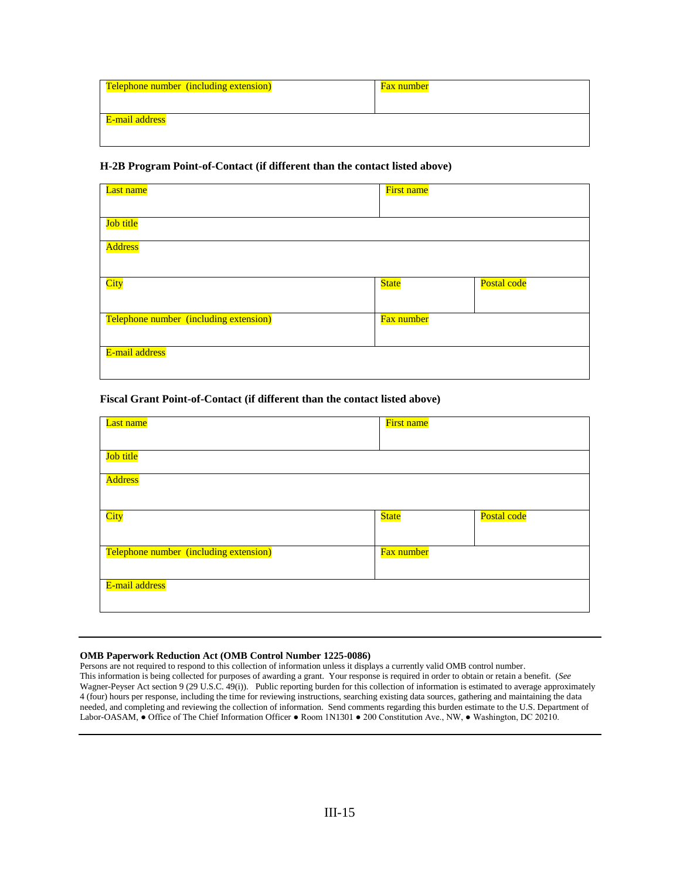| | |
|---|---|
| Telephone number (including extension) | Fax number |
| E-mail address | |

**H-2B Program Point-of-Contact (if different than the contact listed above)**

| | | |
|---|---|---|
| Last name | First name | |
| Job title | | |
| Address | | |
| City | State | Postal code |
| Telephone number (including extension) | Fax number | |
| E-mail address | | |

**Fiscal Grant Point-of-Contact (if different than the contact listed above)**

| | | |
|---|---|---|
| Last name | First name | |
| Job title | | |
| Address | | |
| City | State | Postal code |
| Telephone number (including extension) | Fax number | |
| E-mail address | | |

---

**OMB Paperwork Reduction Act (OMB Control Number 1225-0086)**
Persons are not required to respond to this collection of information unless it displays a currently valid OMB control number. This information is being collected for purposes of awarding a grant. Your response is required in order to obtain or retain a benefit. (*See* Wagner-Peyser Act section 9 (29 U.S.C. 49(i)). Public reporting burden for this collection of information is estimated to average approximately 4 (four) hours per response, including the time for reviewing instructions, searching existing data sources, gathering and maintaining the data needed, and completing and reviewing the collection of information. Send comments regarding this burden estimate to the U.S. Department of Labor-OASAM, ● Office of The Chief Information Officer ● Room 1N1301 ● 200 Constitution Ave., NW, ● Washington, DC 20210.

---